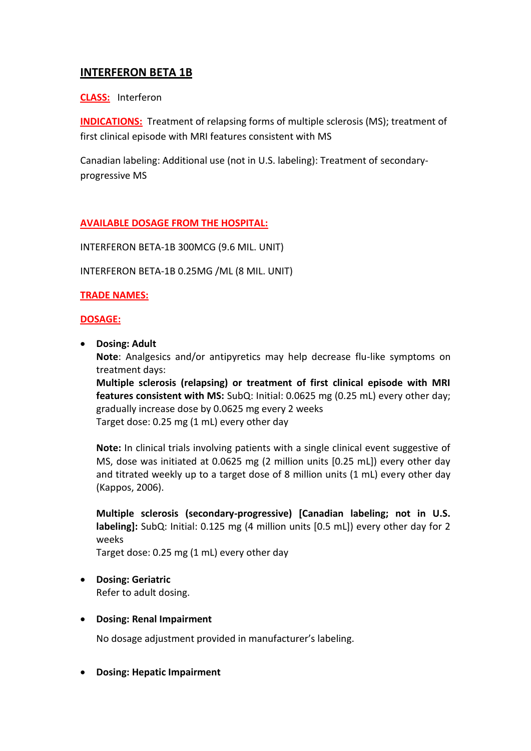# INTERFERON BETA 1B

**CLASS:** Interferon

**INDICATIONS:** Treatment of relapsing forms of multiple sclerosis (MS); treatment of first clinical episode with MRI features consistent with MS

Canadian labeling: Additional use (not in U.S. labeling): Treatment of secondary-progressive MS

**AVAILABLE DOSAGE FROM THE HOSPITAL:**

INTERFERON BETA-1B 300MCG (9.6 MIL. UNIT)

INTERFERON BETA-1B 0.25MG /ML (8 MIL. UNIT)

**TRADE NAMES:**

**DOSAGE:**

- **Dosing: Adult**
  **Note**: Analgesics and/or antipyretics may help decrease flu-like symptoms on treatment days:
  **Multiple sclerosis (relapsing) or treatment of first clinical episode with MRI features consistent with MS:** SubQ: Initial: 0.0625 mg (0.25 mL) every other day; gradually increase dose by 0.0625 mg every 2 weeks
  Target dose: 0.25 mg (1 mL) every other day

  **Note:** In clinical trials involving patients with a single clinical event suggestive of MS, dose was initiated at 0.0625 mg (2 million units [0.25 mL]) every other day and titrated weekly up to a target dose of 8 million units (1 mL) every other day (Kappos, 2006).

  **Multiple sclerosis (secondary-progressive) [Canadian labeling; not in U.S. labeling]:** SubQ: Initial: 0.125 mg (4 million units [0.5 mL]) every other day for 2 weeks
  Target dose: 0.25 mg (1 mL) every other day

- **Dosing: Geriatric**
  Refer to adult dosing.

- **Dosing: Renal Impairment**

  No dosage adjustment provided in manufacturer's labeling.

- **Dosing: Hepatic Impairment**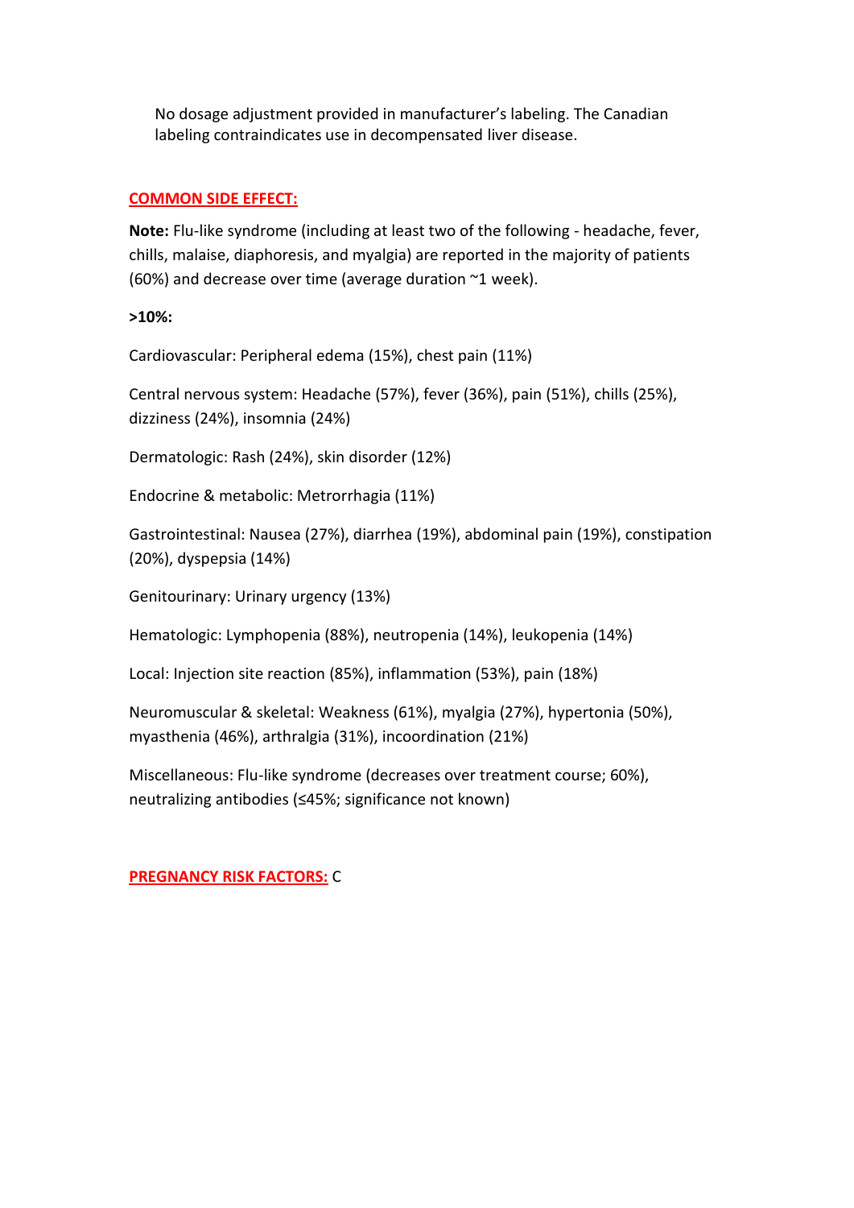No dosage adjustment provided in manufacturer's labeling. The Canadian labeling contraindicates use in decompensated liver disease.

## COMMON SIDE EFFECT:

**Note:** Flu-like syndrome (including at least two of the following - headache, fever, chills, malaise, diaphoresis, and myalgia) are reported in the majority of patients (60%) and decrease over time (average duration ~1 week).

**>10%:**

Cardiovascular: Peripheral edema (15%), chest pain (11%)

Central nervous system: Headache (57%), fever (36%), pain (51%), chills (25%), dizziness (24%), insomnia (24%)

Dermatologic: Rash (24%), skin disorder (12%)

Endocrine & metabolic: Metrorrhagia (11%)

Gastrointestinal: Nausea (27%), diarrhea (19%), abdominal pain (19%), constipation (20%), dyspepsia (14%)

Genitourinary: Urinary urgency (13%)

Hematologic: Lymphopenia (88%), neutropenia (14%), leukopenia (14%)

Local: Injection site reaction (85%), inflammation (53%), pain (18%)

Neuromuscular & skeletal: Weakness (61%), myalgia (27%), hypertonia (50%), myasthenia (46%), arthralgia (31%), incoordination (21%)

Miscellaneous: Flu-like syndrome (decreases over treatment course; 60%), neutralizing antibodies (≤45%; significance not known)

## PREGNANCY RISK FACTORS: C